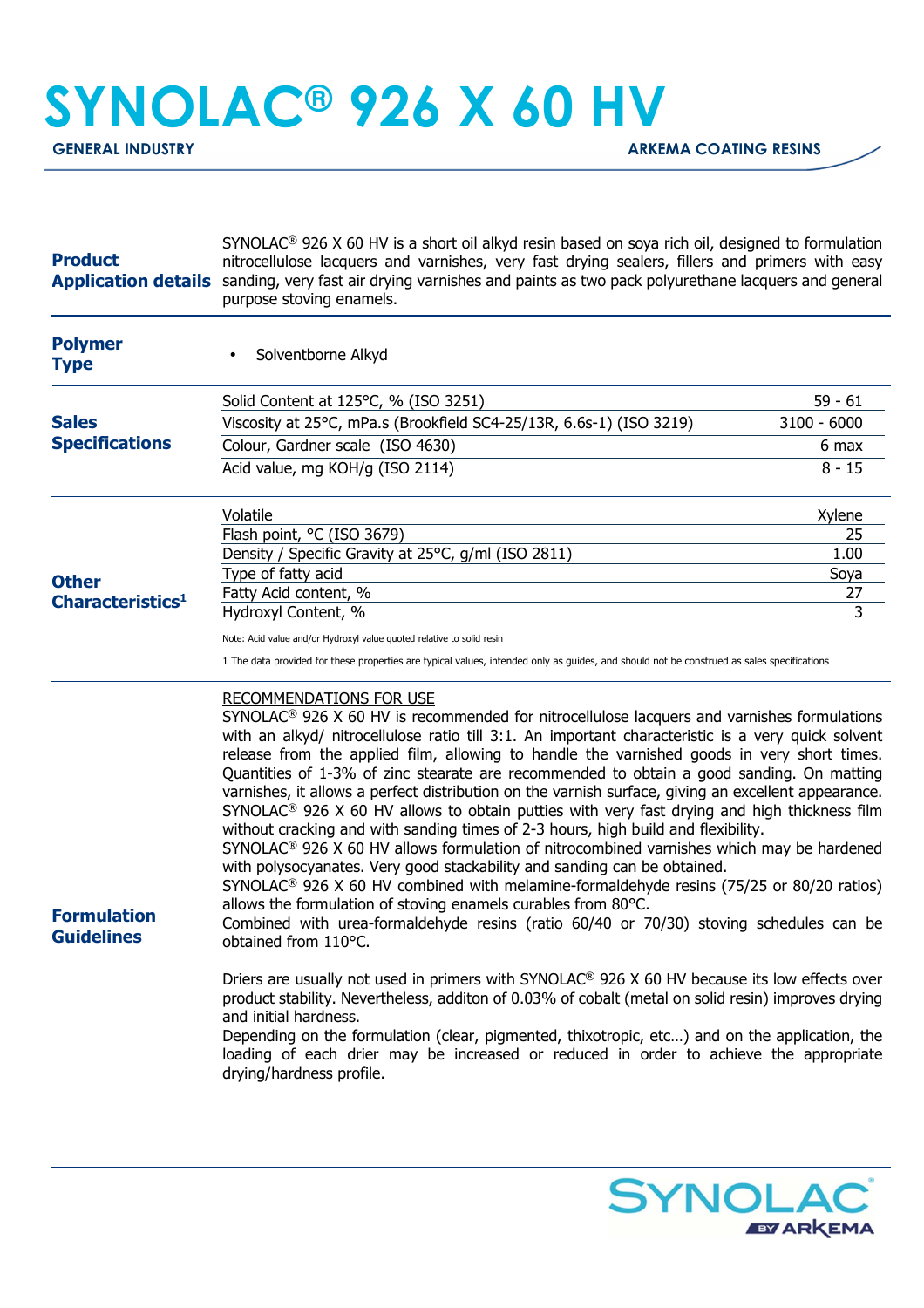# SYNOLAC® 926 X 60 HV

**GENERAL INDUSTRY** — **ARKEMA COATING RESINS**

## Product Application details

SYNOLAC® 926 X 60 HV is a short oil alkyd resin based on soya rich oil, designed to formulation nitrocellulose lacquers and varnishes, very fast drying sealers, fillers and primers with easy sanding, very fast air drying varnishes and paints as two pack polyurethane lacquers and general purpose stoving enamels.

## Polymer Type

- Solventborne Alkyd

## Sales Specifications

| Property | Value |
|---|---|
| Solid Content at 125°C, % (ISO 3251) | 59 - 61 |
| Viscosity at 25°C, mPa.s (Brookfield SC4-25/13R, 6.6s-1) (ISO 3219) | 3100 - 6000 |
| Colour, Gardner scale (ISO 4630) | 6 max |
| Acid value, mg KOH/g (ISO 2114) | 8 - 15 |

## Other Characteristics[1]

| Property | Value |
|---|---|
| Volatile | Xylene |
| Flash point, °C (ISO 3679) | 25 |
| Density / Specific Gravity at 25°C, g/ml (ISO 2811) | 1.00 |
| Type of fatty acid | Soya |
| Fatty Acid content, % | 27 |
| Hydroxyl Content, % | 3 |

Note: Acid value and/or Hydroxyl value quoted relative to solid resin

1 The data provided for these properties are typical values, intended only as guides, and should not be construed as sales specifications

## Formulation Guidelines

RECOMMENDATIONS FOR USE

SYNOLAC® 926 X 60 HV is recommended for nitrocellulose lacquers and varnishes formulations with an alkyd/ nitrocellulose ratio till 3:1. An important characteristic is a very quick solvent release from the applied film, allowing to handle the varnished goods in very short times. Quantities of 1-3% of zinc stearate are recommended to obtain a good sanding. On matting varnishes, it allows a perfect distribution on the varnish surface, giving an excellent appearance.
SYNOLAC® 926 X 60 HV allows to obtain putties with very fast drying and high thickness film without cracking and with sanding times of 2-3 hours, high build and flexibility.
SYNOLAC® 926 X 60 HV allows formulation of nitrocombined varnishes which may be hardened with polysocyanates. Very good stackability and sanding can be obtained.
SYNOLAC® 926 X 60 HV combined with melamine-formaldehyde resins (75/25 or 80/20 ratios) allows the formulation of stoving enamels curables from 80°C.
Combined with urea-formaldehyde resins (ratio 60/40 or 70/30) stoving schedules can be obtained from 110°C.

Driers are usually not used in primers with SYNOLAC® 926 X 60 HV because its low effects over product stability. Nevertheless, additon of 0.03% of cobalt (metal on solid resin) improves drying and initial hardness.
Depending on the formulation (clear, pigmented, thixotropic, etc…) and on the application, the loading of each drier may be increased or reduced in order to achieve the appropriate drying/hardness profile.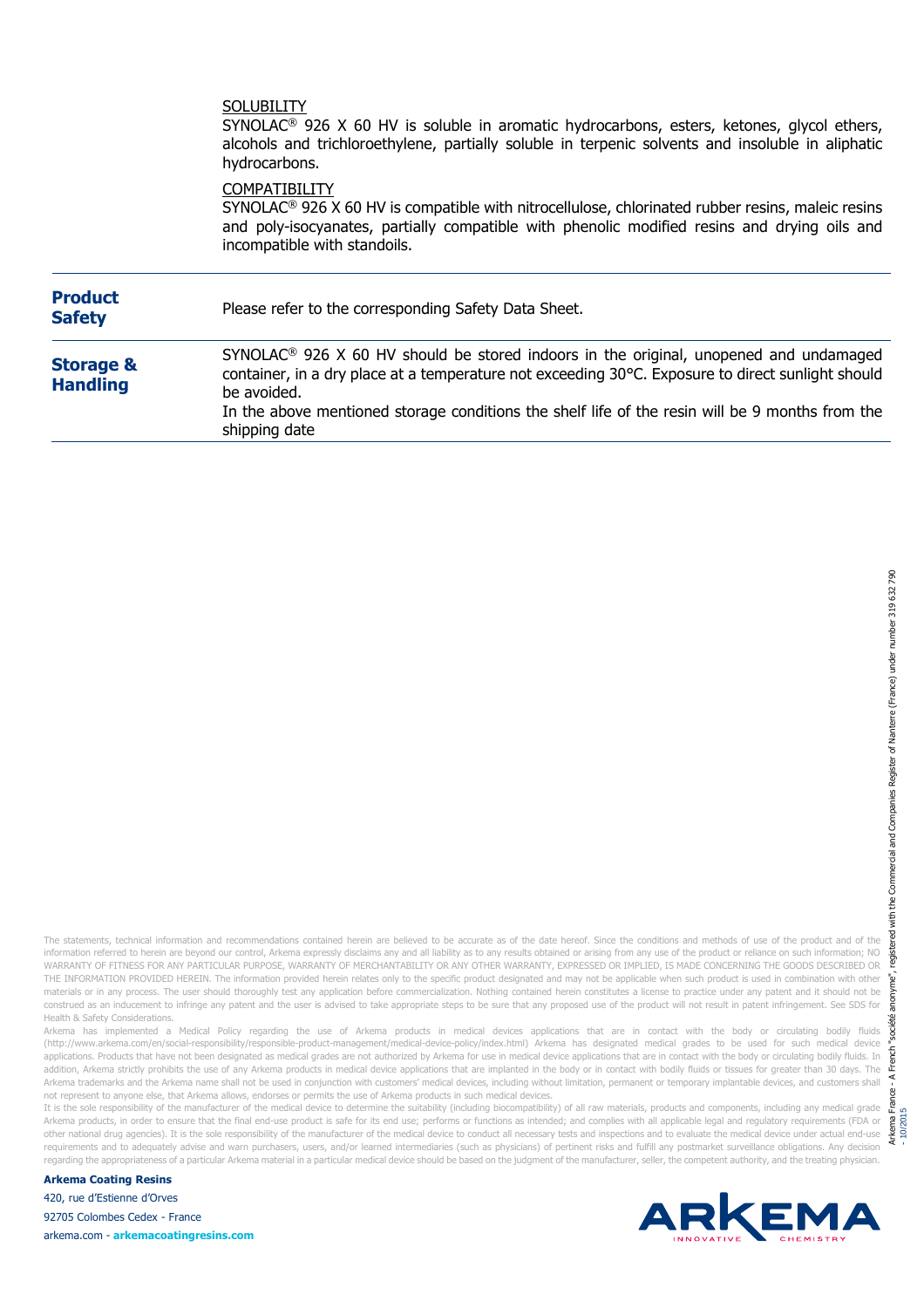SOLUBILITY

SYNOLAC® 926 X 60 HV is soluble in aromatic hydrocarbons, esters, ketones, glycol ethers, alcohols and trichloroethylene, partially soluble in terpenic solvents and insoluble in aliphatic hydrocarbons.

COMPATIBILITY

SYNOLAC® 926 X 60 HV is compatible with nitrocellulose, chlorinated rubber resins, maleic resins and poly-isocyanates, partially compatible with phenolic modified resins and drying oils and incompatible with standoils.

## Product Safety

Please refer to the corresponding Safety Data Sheet.

## Storage & Handling

SYNOLAC® 926 X 60 HV should be stored indoors in the original, unopened and undamaged container, in a dry place at a temperature not exceeding 30°C. Exposure to direct sunlight should be avoided.

In the above mentioned storage conditions the shelf life of the resin will be 9 months from the shipping date

The statements, technical information and recommendations contained herein are believed to be accurate as of the date hereof. Since the conditions and methods of use of the product and of the information referred to herein are beyond our control, Arkema expressly disclaims any and all liability as to any results obtained or arising from any use of the product or reliance on such information; NO WARRANTY OF FITNESS FOR ANY PARTICULAR PURPOSE, WARRANTY OF MERCHANTABILITY OR ANY OTHER WARRANTY, EXPRESSED OR IMPLIED, IS MADE CONCERNING THE GOODS DESCRIBED OR THE INFORMATION PROVIDED HEREIN. The information provided herein relates only to the specific product designated and may not be applicable when such product is used in combination with other materials or in any process. The user should thoroughly test any application before commercialization. Nothing contained herein constitutes a license to practice under any patent and it should not be construed as an inducement to infringe any patent and the user is advised to take appropriate steps to be sure that any proposed use of the product will not result in patent infringement. See SDS for Health & Safety Considerations.

Arkema has implemented a Medical Policy regarding the use of Arkema products in medical devices applications that are in contact with the body or circulating bodily fluids (http://www.arkema.com/en/social-responsibility/responsible-product-management/medical-device-policy/index.html) Arkema has designated medical grades to be used for such medical device applications. Products that have not been designated as medical grades are not authorized by Arkema for use in medical device applications that are in contact with the body or circulating bodily fluids. In addition, Arkema strictly prohibits the use of any Arkema products in medical device applications that are implanted in the body or in contact with bodily fluids or tissues for greater than 30 days. The Arkema trademarks and the Arkema name shall not be used in conjunction with customers' medical devices, including without limitation, permanent or temporary implantable devices, and customers shall not represent to anyone else, that Arkema allows, endorses or permits the use of Arkema products in such medical devices.

It is the sole responsibility of the manufacturer of the medical device to determine the suitability (including biocompatibility) of all raw materials, products and components, including any medical grade Arkema products, in order to ensure that the final end-use product is safe for its end use; performs or functions as intended; and complies with all applicable legal and regulatory requirements (FDA or other national drug agencies). It is the sole responsibility of the manufacturer of the medical device to conduct all necessary tests and inspections and to evaluate the medical device under actual end-use requirements and to adequately advise and warn purchasers, users, and/or learned intermediaries (such as physicians) of pertinent risks and fulfill any postmarket surveillance obligations. Any decision regarding the appropriateness of a particular Arkema material in a particular medical device should be based on the judgment of the manufacturer, seller, the competent authority, and the treating physician.

**Arkema Coating Resins**
420, rue d'Estienne d'Orves
92705 Colombes Cedex - France
arkema.com - **arkemacoatingresins.com**

Arkema France - A French "société anonyme", registered with the Commercial and Companies Register of Nanterre (France) under number 319 632 790 - 10/2015